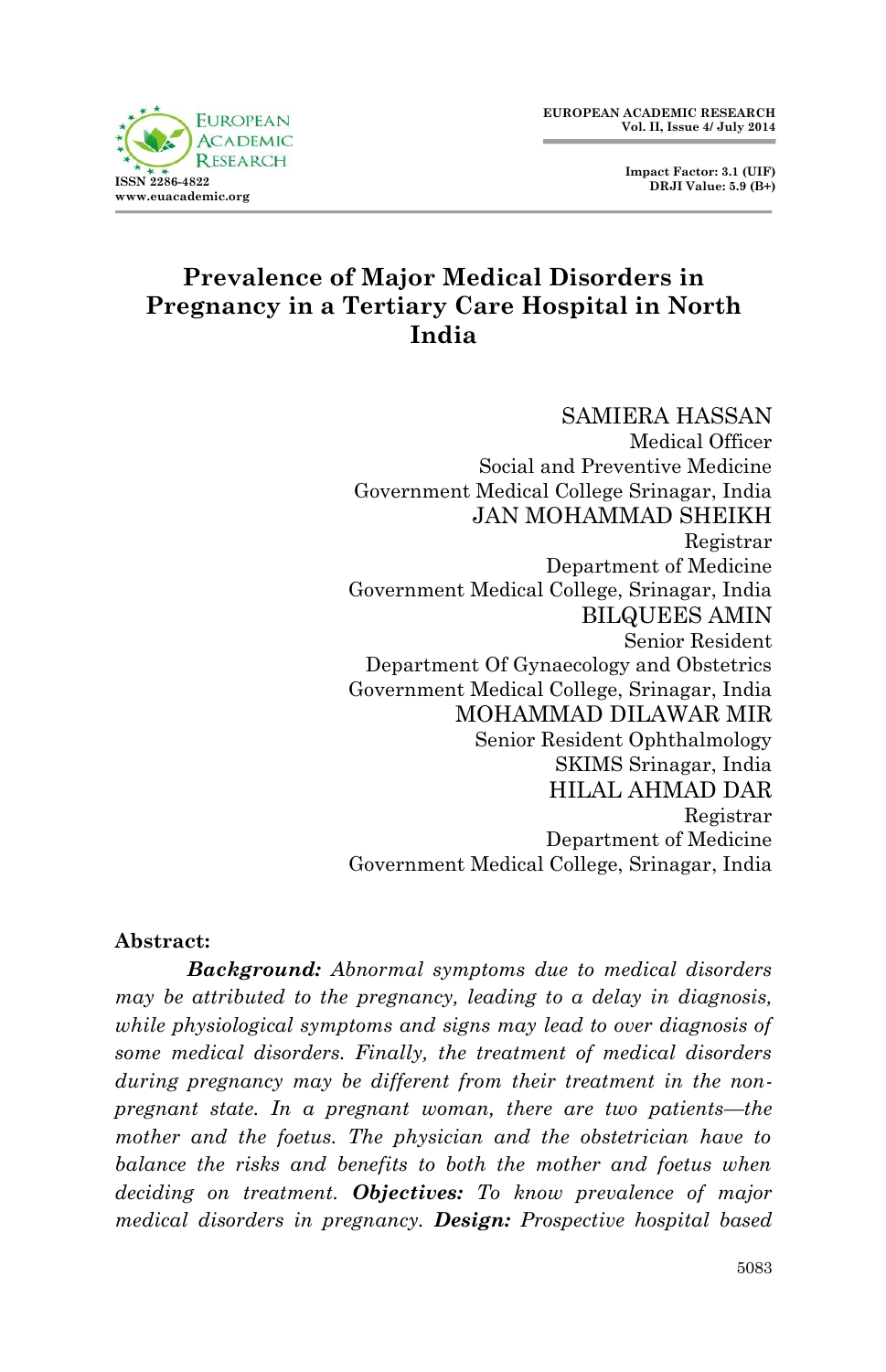# Prevalence of Major Medical Disorders in Pregnancy in a Tertiary Care Hospital in North India

SAMIERA HASSAN
Medical Officer
Social and Preventive Medicine
Government Medical College Srinagar, India

JAN MOHAMMAD SHEIKH
Registrar
Department of Medicine
Government Medical College, Srinagar, India

BILQUEES AMIN
Senior Resident
Department Of Gynaecology and Obstetrics
Government Medical College, Srinagar, India

MOHAMMAD DILAWAR MIR
Senior Resident Ophthalmology
SKIMS Srinagar, India

HILAL AHMAD DAR
Registrar
Department of Medicine
Government Medical College, Srinagar, India

**Abstract:**

***Background:*** *Abnormal symptoms due to medical disorders may be attributed to the pregnancy, leading to a delay in diagnosis, while physiological symptoms and signs may lead to over diagnosis of some medical disorders. Finally, the treatment of medical disorders during pregnancy may be different from their treatment in the non-pregnant state. In a pregnant woman, there are two patients—the mother and the foetus. The physician and the obstetrician have to balance the risks and benefits to both the mother and foetus when deciding on treatment.* ***Objectives:*** *To know prevalence of major medical disorders in pregnancy.* ***Design:*** *Prospective hospital based*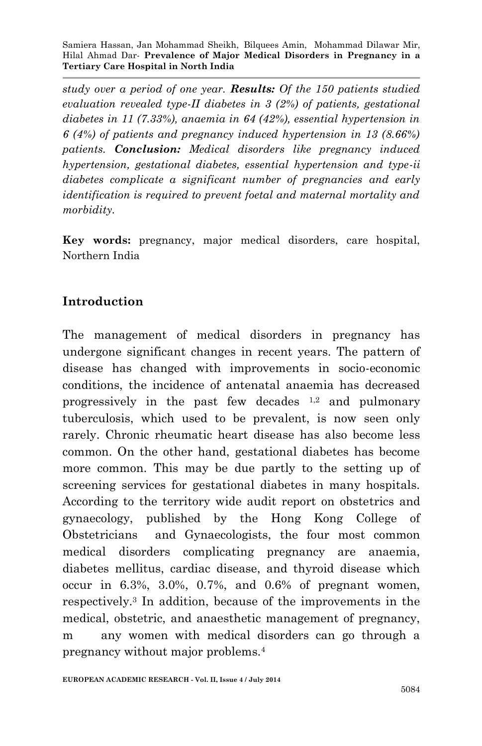*study over a period of one year.* ***Results:*** *Of the 150 patients studied evaluation revealed type-II diabetes in 3 (2%) of patients, gestational diabetes in 11 (7.33%), anaemia in 64 (42%), essential hypertension in 6 (4%) of patients and pregnancy induced hypertension in 13 (8.66%) patients.* ***Conclusion:*** *Medical disorders like pregnancy induced hypertension, gestational diabetes, essential hypertension and type-ii diabetes complicate a significant number of pregnancies and early identification is required to prevent foetal and maternal mortality and morbidity.*

**Key words:** pregnancy, major medical disorders, care hospital, Northern India

## Introduction

The management of medical disorders in pregnancy has undergone significant changes in recent years. The pattern of disease has changed with improvements in socio-economic conditions, the incidence of antenatal anaemia has decreased progressively in the past few decades [1,2] and pulmonary tuberculosis, which used to be prevalent, is now seen only rarely. Chronic rheumatic heart disease has also become less common. On the other hand, gestational diabetes has become more common. This may be due partly to the setting up of screening services for gestational diabetes in many hospitals. According to the territory wide audit report on obstetrics and gynaecology, published by the Hong Kong College of Obstetricians and Gynaecologists, the four most common medical disorders complicating pregnancy are anaemia, diabetes mellitus, cardiac disease, and thyroid disease which occur in 6.3%, 3.0%, 0.7%, and 0.6% of pregnant women, respectively.[3] In addition, because of the improvements in the medical, obstetric, and anaesthetic management of pregnancy, m any women with medical disorders can go through a pregnancy without major problems.[4]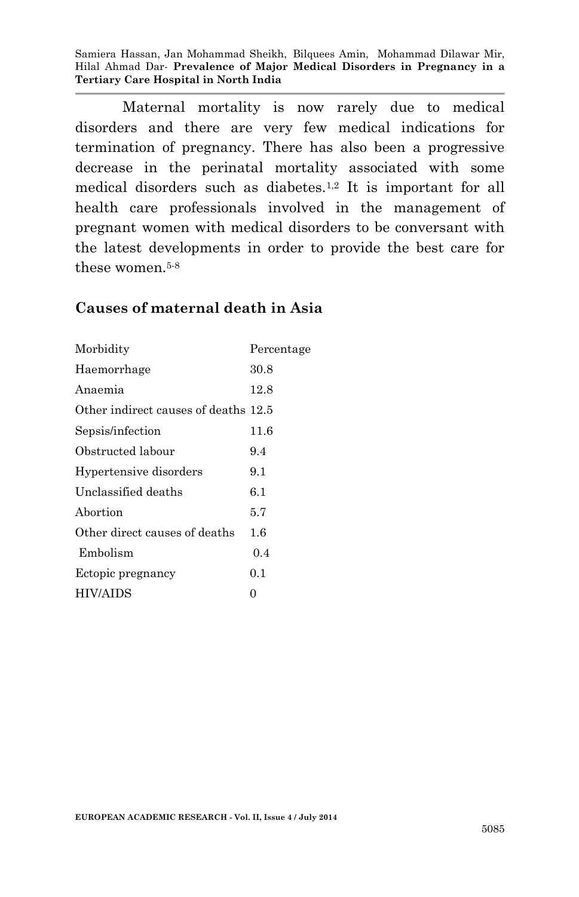Maternal mortality is now rarely due to medical disorders and there are very few medical indications for termination of pregnancy. There has also been a progressive decrease in the perinatal mortality associated with some medical disorders such as diabetes.[1,2] It is important for all health care professionals involved in the management of pregnant women with medical disorders to be conversant with the latest developments in order to provide the best care for these women.[5-8]

## Causes of maternal death in Asia

| Morbidity | Percentage |
|---|---|
| Haemorrhage | 30.8 |
| Anaemia | 12.8 |
| Other indirect causes of deaths | 12.5 |
| Sepsis/infection | 11.6 |
| Obstructed labour | 9.4 |
| Hypertensive disorders | 9.1 |
| Unclassified deaths | 6.1 |
| Abortion | 5.7 |
| Other direct causes of deaths | 1.6 |
| Embolism | 0.4 |
| Ectopic pregnancy | 0.1 |
| HIV/AIDS | 0 |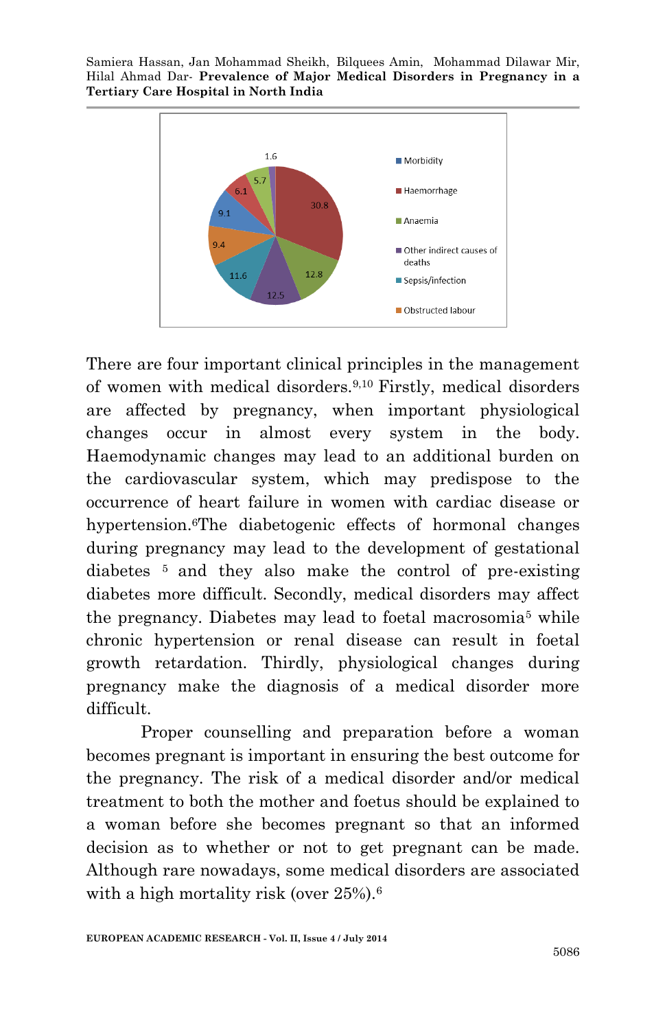There are four important clinical principles in the management of women with medical disorders.[9,10] Firstly, medical disorders are affected by pregnancy, when important physiological changes occur in almost every system in the body. Haemodynamic changes may lead to an additional burden on the cardiovascular system, which may predispose to the occurrence of heart failure in women with cardiac disease or hypertension.[6]The diabetogenic effects of hormonal changes during pregnancy may lead to the development of gestational diabetes [5] and they also make the control of pre-existing diabetes more difficult. Secondly, medical disorders may affect the pregnancy. Diabetes may lead to foetal macrosomia[5] while chronic hypertension or renal disease can result in foetal growth retardation. Thirdly, physiological changes during pregnancy make the diagnosis of a medical disorder more difficult.

Proper counselling and preparation before a woman becomes pregnant is important in ensuring the best outcome for the pregnancy. The risk of a medical disorder and/or medical treatment to both the mother and foetus should be explained to a woman before she becomes pregnant so that an informed decision as to whether or not to get pregnant can be made. Although rare nowadays, some medical disorders are associated with a high mortality risk (over 25%).[6]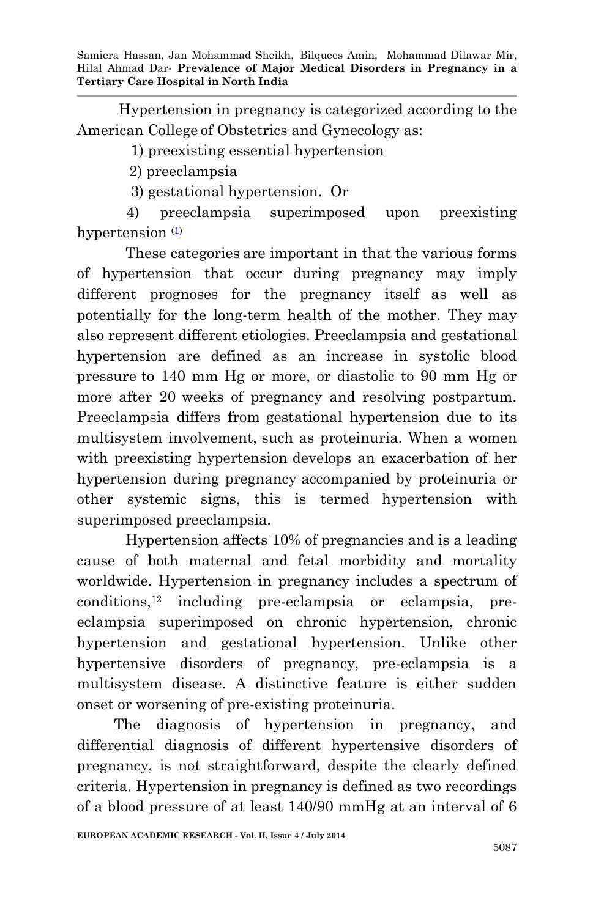Hypertension in pregnancy is categorized according to the American College of Obstetrics and Gynecology as:

1) preexisting essential hypertension
2) preeclampsia
3) gestational hypertension. Or
4) preeclampsia superimposed upon preexisting hypertension [1]

These categories are important in that the various forms of hypertension that occur during pregnancy may imply different prognoses for the pregnancy itself as well as potentially for the long-term health of the mother. They may also represent different etiologies. Preeclampsia and gestational hypertension are defined as an increase in systolic blood pressure to 140 mm Hg or more, or diastolic to 90 mm Hg or more after 20 weeks of pregnancy and resolving postpartum. Preeclampsia differs from gestational hypertension due to its multisystem involvement, such as proteinuria. When a women with preexisting hypertension develops an exacerbation of her hypertension during pregnancy accompanied by proteinuria or other systemic signs, this is termed hypertension with superimposed preeclampsia.

Hypertension affects 10% of pregnancies and is a leading cause of both maternal and fetal morbidity and mortality worldwide. Hypertension in pregnancy includes a spectrum of conditions,[12] including pre-eclampsia or eclampsia, pre-eclampsia superimposed on chronic hypertension, chronic hypertension and gestational hypertension. Unlike other hypertensive disorders of pregnancy, pre-eclampsia is a multisystem disease. A distinctive feature is either sudden onset or worsening of pre-existing proteinuria.

The diagnosis of hypertension in pregnancy, and differential diagnosis of different hypertensive disorders of pregnancy, is not straightforward, despite the clearly defined criteria. Hypertension in pregnancy is defined as two recordings of a blood pressure of at least 140/90 mmHg at an interval of 6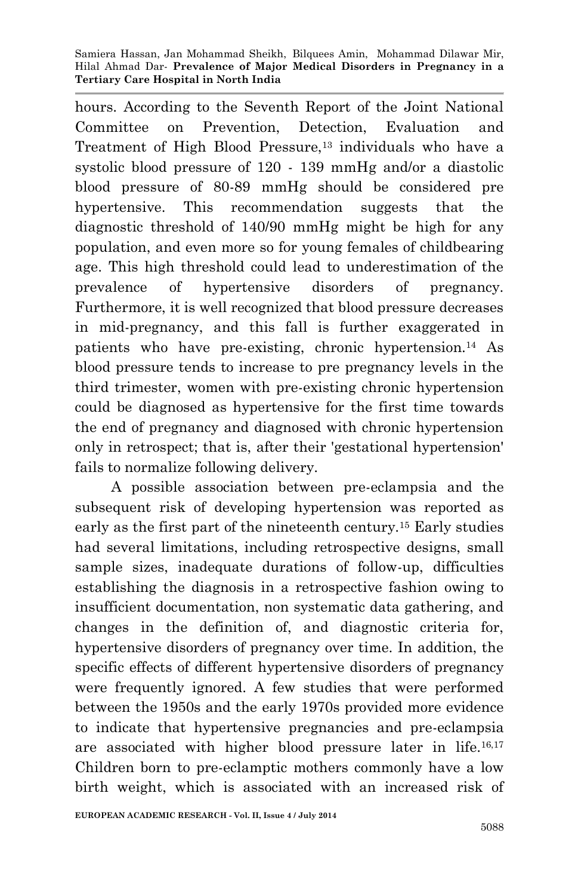hours. According to the Seventh Report of the Joint National Committee on Prevention, Detection, Evaluation and Treatment of High Blood Pressure,[13] individuals who have a systolic blood pressure of 120 - 139 mmHg and/or a diastolic blood pressure of 80-89 mmHg should be considered pre hypertensive. This recommendation suggests that the diagnostic threshold of 140/90 mmHg might be high for any population, and even more so for young females of childbearing age. This high threshold could lead to underestimation of the prevalence of hypertensive disorders of pregnancy. Furthermore, it is well recognized that blood pressure decreases in mid-pregnancy, and this fall is further exaggerated in patients who have pre-existing, chronic hypertension.[14] As blood pressure tends to increase to pre pregnancy levels in the third trimester, women with pre-existing chronic hypertension could be diagnosed as hypertensive for the first time towards the end of pregnancy and diagnosed with chronic hypertension only in retrospect; that is, after their 'gestational hypertension' fails to normalize following delivery.

A possible association between pre-eclampsia and the subsequent risk of developing hypertension was reported as early as the first part of the nineteenth century.[15] Early studies had several limitations, including retrospective designs, small sample sizes, inadequate durations of follow-up, difficulties establishing the diagnosis in a retrospective fashion owing to insufficient documentation, non systematic data gathering, and changes in the definition of, and diagnostic criteria for, hypertensive disorders of pregnancy over time. In addition, the specific effects of different hypertensive disorders of pregnancy were frequently ignored. A few studies that were performed between the 1950s and the early 1970s provided more evidence to indicate that hypertensive pregnancies and pre-eclampsia are associated with higher blood pressure later in life.[16,17] Children born to pre-eclamptic mothers commonly have a low birth weight, which is associated with an increased risk of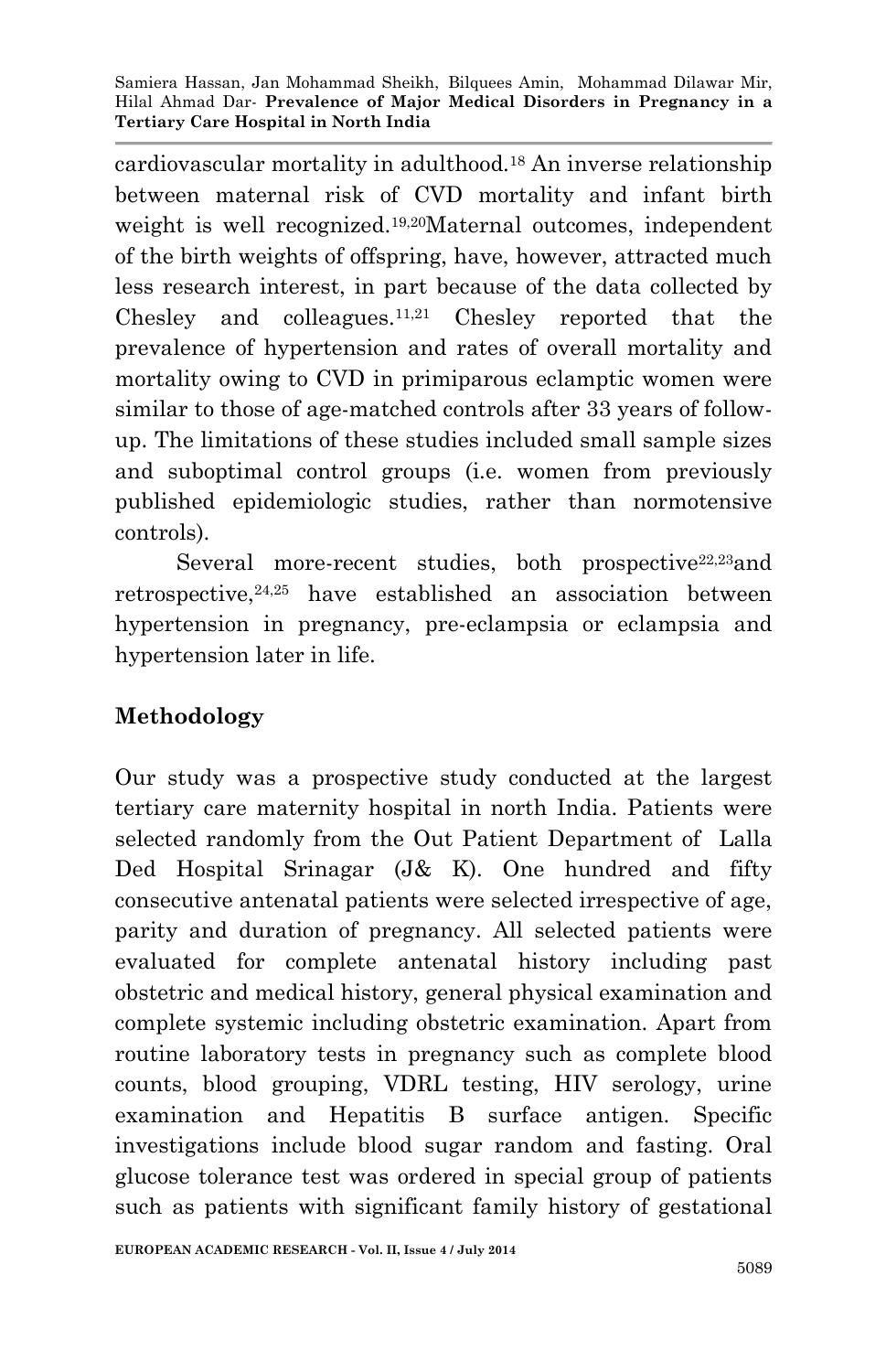cardiovascular mortality in adulthood.[18] An inverse relationship between maternal risk of CVD mortality and infant birth weight is well recognized.[19,20] Maternal outcomes, independent of the birth weights of offspring, have, however, attracted much less research interest, in part because of the data collected by Chesley and colleagues.[11,21] Chesley reported that the prevalence of hypertension and rates of overall mortality and mortality owing to CVD in primiparous eclamptic women were similar to those of age-matched controls after 33 years of follow-up. The limitations of these studies included small sample sizes and suboptimal control groups (i.e. women from previously published epidemiologic studies, rather than normotensive controls).

Several more-recent studies, both prospective[22,23] and retrospective,[24,25] have established an association between hypertension in pregnancy, pre-eclampsia or eclampsia and hypertension later in life.

## Methodology

Our study was a prospective study conducted at the largest tertiary care maternity hospital in north India. Patients were selected randomly from the Out Patient Department of Lalla Ded Hospital Srinagar (J& K). One hundred and fifty consecutive antenatal patients were selected irrespective of age, parity and duration of pregnancy. All selected patients were evaluated for complete antenatal history including past obstetric and medical history, general physical examination and complete systemic including obstetric examination. Apart from routine laboratory tests in pregnancy such as complete blood counts, blood grouping, VDRL testing, HIV serology, urine examination and Hepatitis B surface antigen. Specific investigations include blood sugar random and fasting. Oral glucose tolerance test was ordered in special group of patients such as patients with significant family history of gestational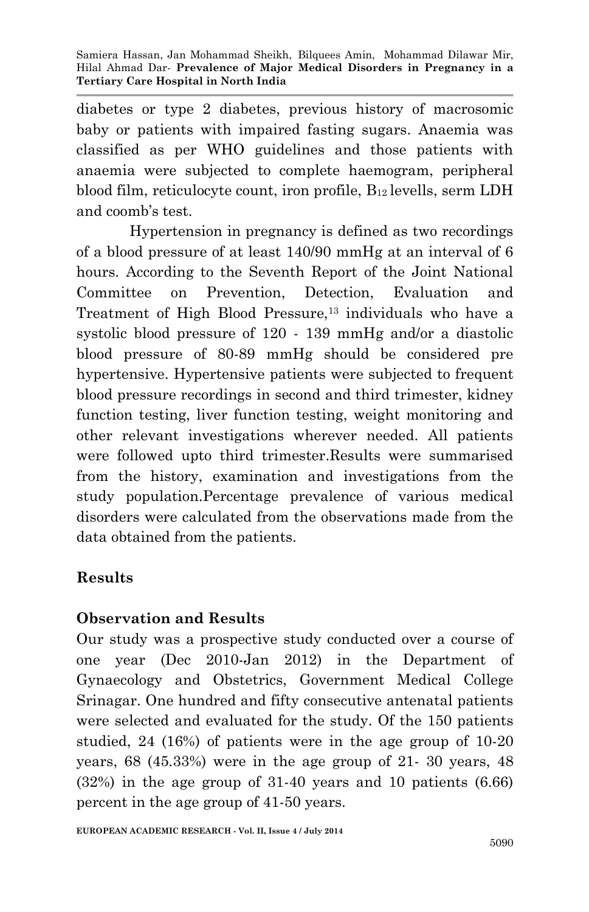diabetes or type 2 diabetes, previous history of macrosomic baby or patients with impaired fasting sugars. Anaemia was classified as per WHO guidelines and those patients with anaemia were subjected to complete haemogram, peripheral blood film, reticulocyte count, iron profile, $B_{12}$ levells, serm LDH and coomb's test.

Hypertension in pregnancy is defined as two recordings of a blood pressure of at least 140/90 mmHg at an interval of 6 hours. According to the Seventh Report of the Joint National Committee on Prevention, Detection, Evaluation and Treatment of High Blood Pressure,[13] individuals who have a systolic blood pressure of 120 - 139 mmHg and/or a diastolic blood pressure of 80-89 mmHg should be considered pre hypertensive. Hypertensive patients were subjected to frequent blood pressure recordings in second and third trimester, kidney function testing, liver function testing, weight monitoring and other relevant investigations wherever needed. All patients were followed upto third trimester.Results were summarised from the history, examination and investigations from the study population.Percentage prevalence of various medical disorders were calculated from the observations made from the data obtained from the patients.

## Results

## Observation and Results

Our study was a prospective study conducted over a course of one year (Dec 2010-Jan 2012) in the Department of Gynaecology and Obstetrics, Government Medical College Srinagar. One hundred and fifty consecutive antenatal patients were selected and evaluated for the study. Of the 150 patients studied, 24 (16%) of patients were in the age group of 10-20 years, 68 (45.33%) were in the age group of 21- 30 years, 48 (32%) in the age group of 31-40 years and 10 patients (6.66) percent in the age group of 41-50 years.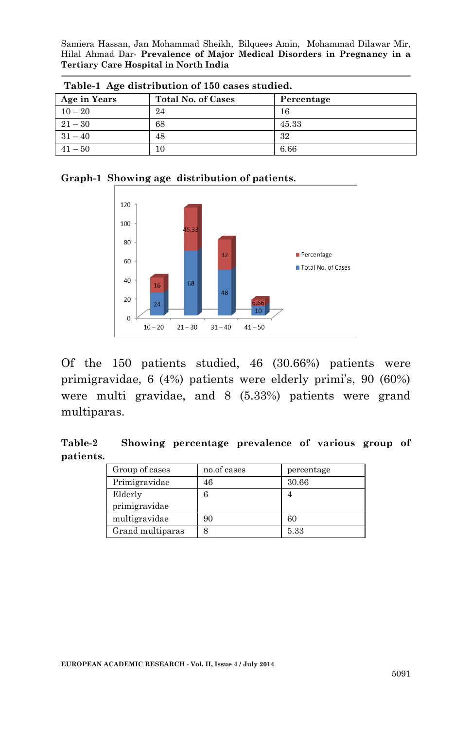**Table-1 Age distribution of 150 cases studied.**

| Age in Years | Total No. of Cases | Percentage |
|---|---|---|
| 10 – 20 | 24 | 16 |
| 21 – 30 | 68 | 45.33 |
| 31 – 40 | 48 | 32 |
| 41 – 50 | 10 | 6.66 |

**Graph-1 Showing age distribution of patients.**

Of the 150 patients studied, 46 (30.66%) patients were primigravidae, 6 (4%) patients were elderly primi's, 90 (60%) were multi gravidae, and 8 (5.33%) patients were grand multiparas.

**Table-2 Showing percentage prevalence of various group of patients.**

| Group of cases | no.of cases | percentage |
|---|---|---|
| Primigravidae | 46 | 30.66 |
| Elderly primigravidae | 6 | 4 |
| multigravidae | 90 | 60 |
| Grand multiparas | 8 | 5.33 |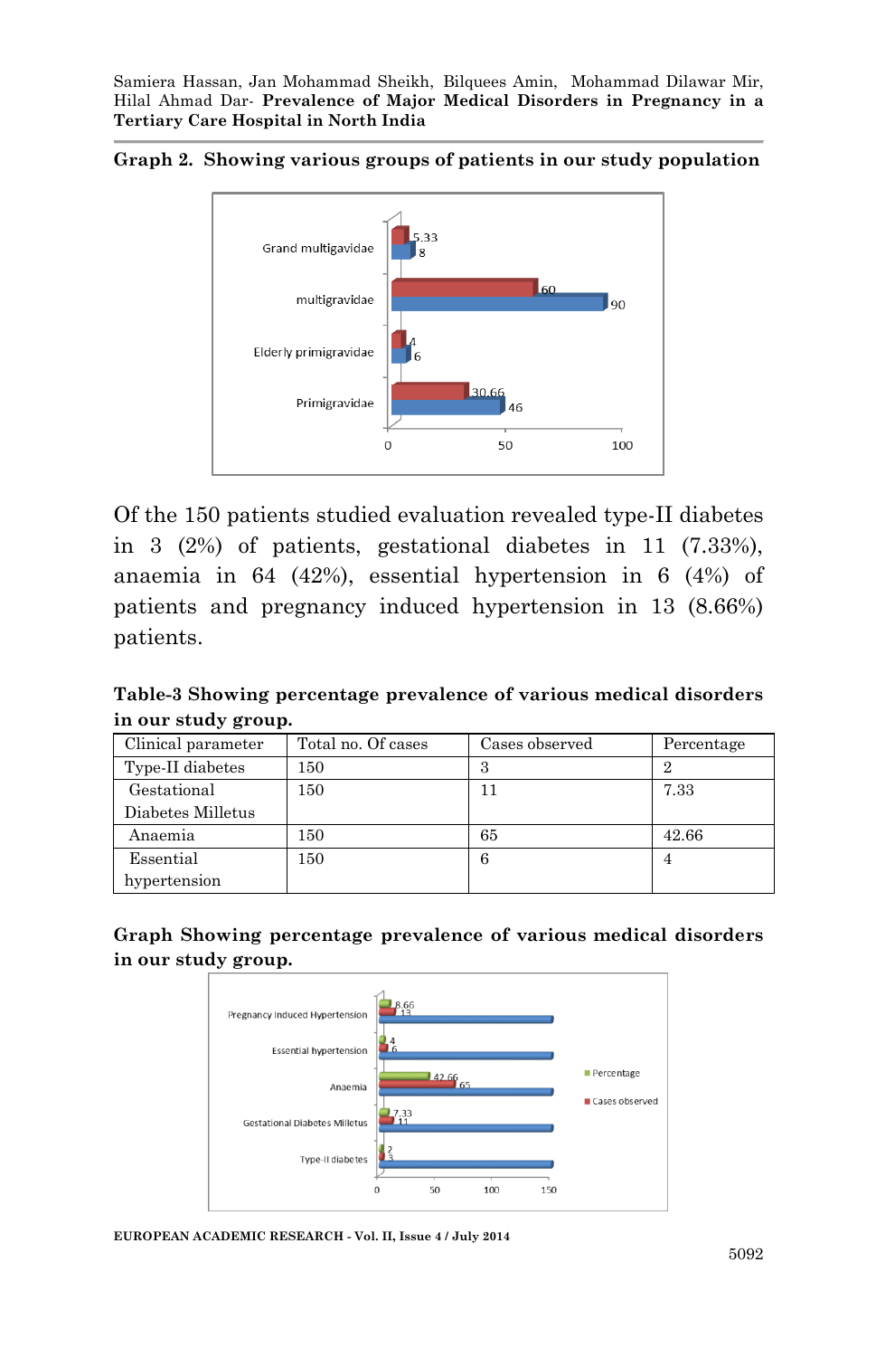**Graph 2. Showing various groups of patients in our study population**

Of the 150 patients studied evaluation revealed type-II diabetes in 3 (2%) of patients, gestational diabetes in 11 (7.33%), anaemia in 64 (42%), essential hypertension in 6 (4%) of patients and pregnancy induced hypertension in 13 (8.66%) patients.

**Table-3 Showing percentage prevalence of various medical disorders in our study group.**

| Clinical parameter | Total no. Of cases | Cases observed | Percentage |
|---|---|---|---|
| Type-II diabetes | 150 | 3 | 2 |
| Gestational Diabetes Milletus | 150 | 11 | 7.33 |
| Anaemia | 150 | 65 | 42.66 |
| Essential hypertension | 150 | 6 | 4 |

**Graph Showing percentage prevalence of various medical disorders in our study group.**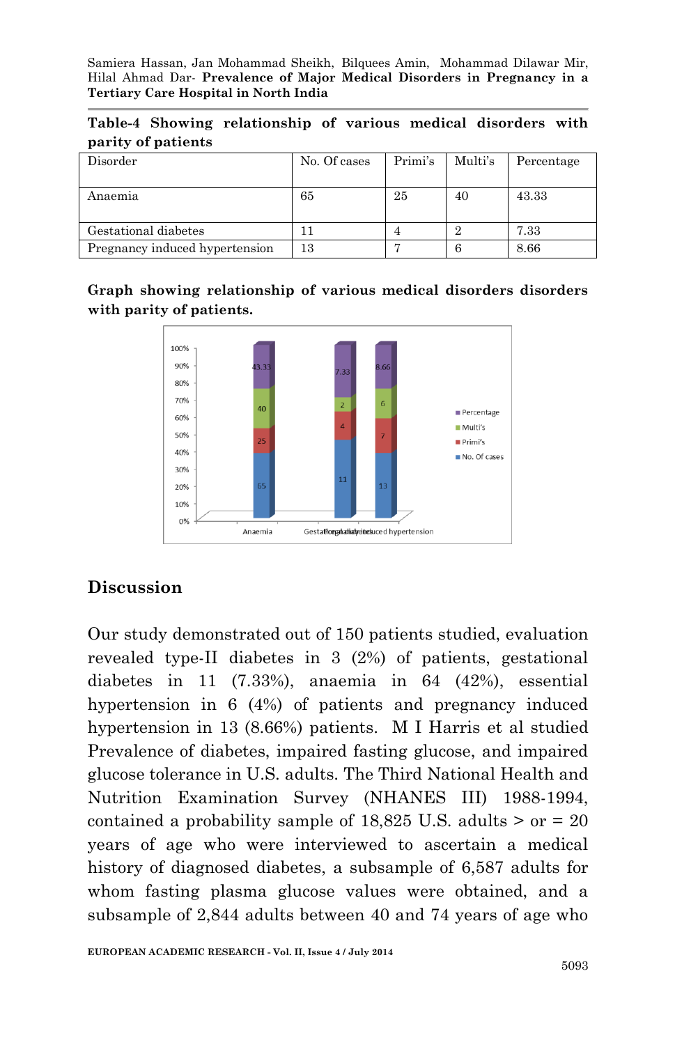**Table-4 Showing relationship of various medical disorders with parity of patients**

| Disorder | No. Of cases | Primi's | Multi's | Percentage |
|---|---|---|---|---|
| Anaemia | 65 | 25 | 40 | 43.33 |
| Gestational diabetes | 11 | 4 | 2 | 7.33 |
| Pregnancy induced hypertension | 13 | 7 | 6 | 8.66 |

**Graph showing relationship of various medical disorders disorders with parity of patients.**

## Discussion

Our study demonstrated out of 150 patients studied, evaluation revealed type-II diabetes in 3 (2%) of patients, gestational diabetes in 11 (7.33%), anaemia in 64 (42%), essential hypertension in 6 (4%) of patients and pregnancy induced hypertension in 13 (8.66%) patients. M I Harris et al studied Prevalence of diabetes, impaired fasting glucose, and impaired glucose tolerance in U.S. adults. The Third National Health and Nutrition Examination Survey (NHANES III) 1988-1994, contained a probability sample of 18,825 U.S. adults > or = 20 years of age who were interviewed to ascertain a medical history of diagnosed diabetes, a subsample of 6,587 adults for whom fasting plasma glucose values were obtained, and a subsample of 2,844 adults between 40 and 74 years of age who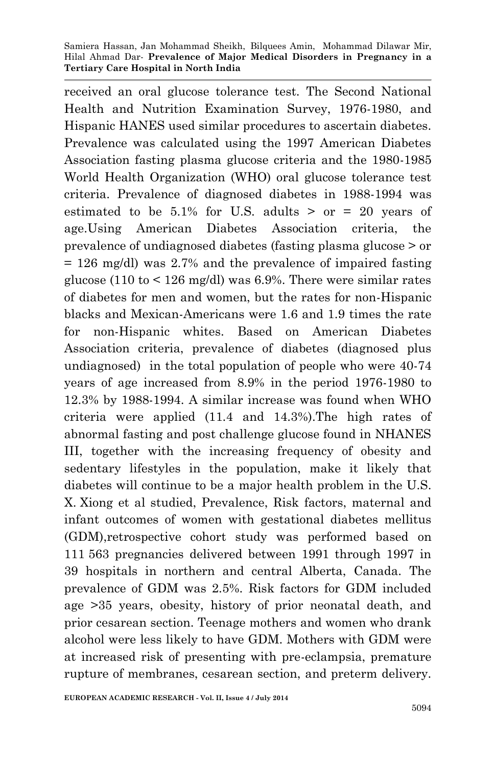received an oral glucose tolerance test. The Second National Health and Nutrition Examination Survey, 1976-1980, and Hispanic HANES used similar procedures to ascertain diabetes. Prevalence was calculated using the 1997 American Diabetes Association fasting plasma glucose criteria and the 1980-1985 World Health Organization (WHO) oral glucose tolerance test criteria. Prevalence of diagnosed diabetes in 1988-1994 was estimated to be 5.1% for U.S. adults > or = 20 years of age.Using American Diabetes Association criteria, the prevalence of undiagnosed diabetes (fasting plasma glucose > or = 126 mg/dl) was 2.7% and the prevalence of impaired fasting glucose (110 to < 126 mg/dl) was 6.9%. There were similar rates of diabetes for men and women, but the rates for non-Hispanic blacks and Mexican-Americans were 1.6 and 1.9 times the rate for non-Hispanic whites. Based on American Diabetes Association criteria, prevalence of diabetes (diagnosed plus undiagnosed) in the total population of people who were 40-74 years of age increased from 8.9% in the period 1976-1980 to 12.3% by 1988-1994. A similar increase was found when WHO criteria were applied (11.4 and 14.3%).The high rates of abnormal fasting and post challenge glucose found in NHANES III, together with the increasing frequency of obesity and sedentary lifestyles in the population, make it likely that diabetes will continue to be a major health problem in the U.S. X. Xiong et al studied, Prevalence, Risk factors, maternal and infant outcomes of women with gestational diabetes mellitus (GDM),retrospective cohort study was performed based on 111 563 pregnancies delivered between 1991 through 1997 in 39 hospitals in northern and central Alberta, Canada. The prevalence of GDM was 2.5%. Risk factors for GDM included age >35 years, obesity, history of prior neonatal death, and prior cesarean section. Teenage mothers and women who drank alcohol were less likely to have GDM. Mothers with GDM were at increased risk of presenting with pre-eclampsia, premature rupture of membranes, cesarean section, and preterm delivery.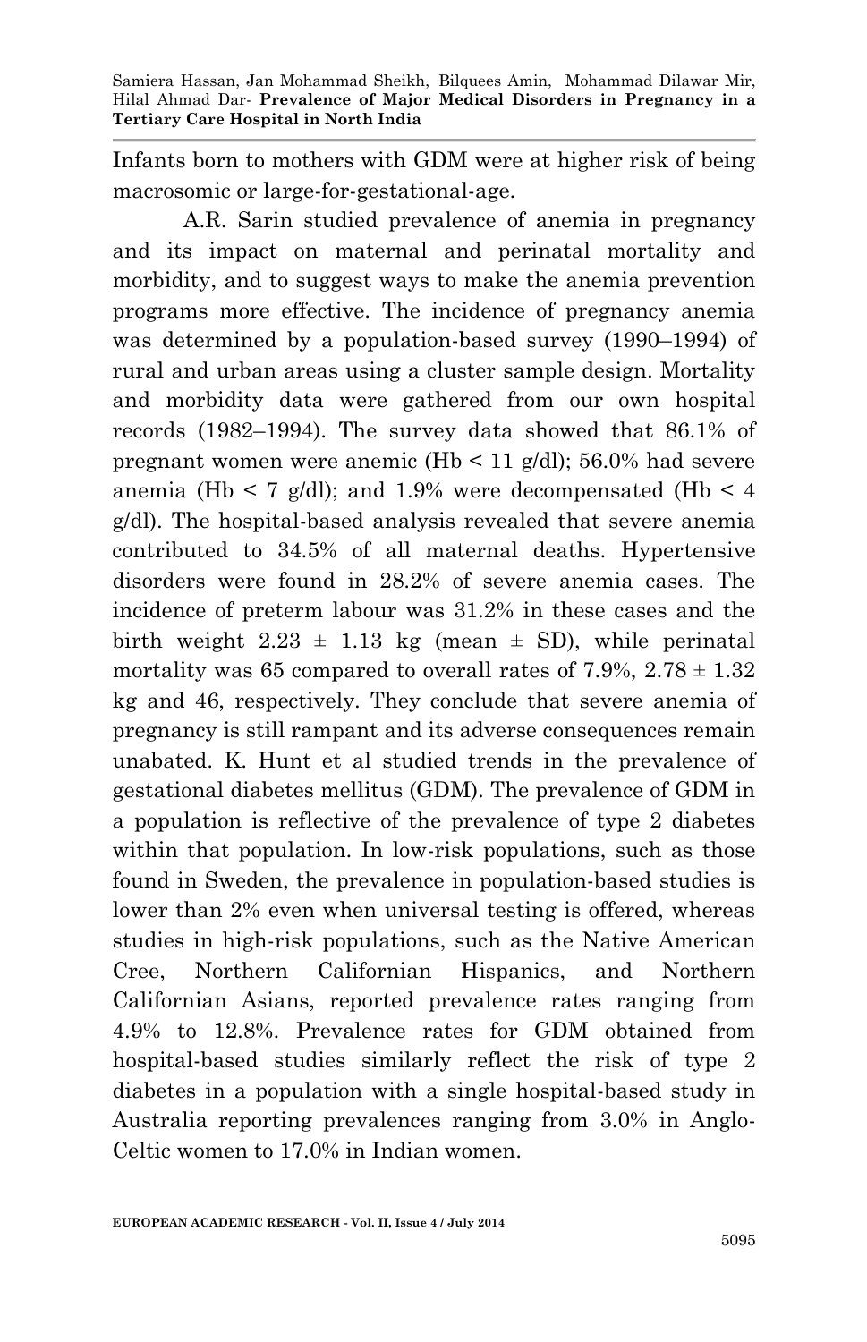Infants born to mothers with GDM were at higher risk of being macrosomic or large-for-gestational-age.

A.R. Sarin studied prevalence of anemia in pregnancy and its impact on maternal and perinatal mortality and morbidity, and to suggest ways to make the anemia prevention programs more effective. The incidence of pregnancy anemia was determined by a population-based survey (1990–1994) of rural and urban areas using a cluster sample design. Mortality and morbidity data were gathered from our own hospital records (1982–1994). The survey data showed that 86.1% of pregnant women were anemic (Hb < 11 g/dl); 56.0% had severe anemia (Hb < 7 g/dl); and 1.9% were decompensated (Hb < 4 g/dl). The hospital-based analysis revealed that severe anemia contributed to 34.5% of all maternal deaths. Hypertensive disorders were found in 28.2% of severe anemia cases. The incidence of preterm labour was 31.2% in these cases and the birth weight 2.23 ± 1.13 kg (mean ± SD), while perinatal mortality was 65 compared to overall rates of 7.9%, 2.78 ± 1.32 kg and 46, respectively. They conclude that severe anemia of pregnancy is still rampant and its adverse consequences remain unabated. K. Hunt et al studied trends in the prevalence of gestational diabetes mellitus (GDM). The prevalence of GDM in a population is reflective of the prevalence of type 2 diabetes within that population. In low-risk populations, such as those found in Sweden, the prevalence in population-based studies is lower than 2% even when universal testing is offered, whereas studies in high-risk populations, such as the Native American Cree, Northern Californian Hispanics, and Northern Californian Asians, reported prevalence rates ranging from 4.9% to 12.8%. Prevalence rates for GDM obtained from hospital-based studies similarly reflect the risk of type 2 diabetes in a population with a single hospital-based study in Australia reporting prevalences ranging from 3.0% in Anglo-Celtic women to 17.0% in Indian women.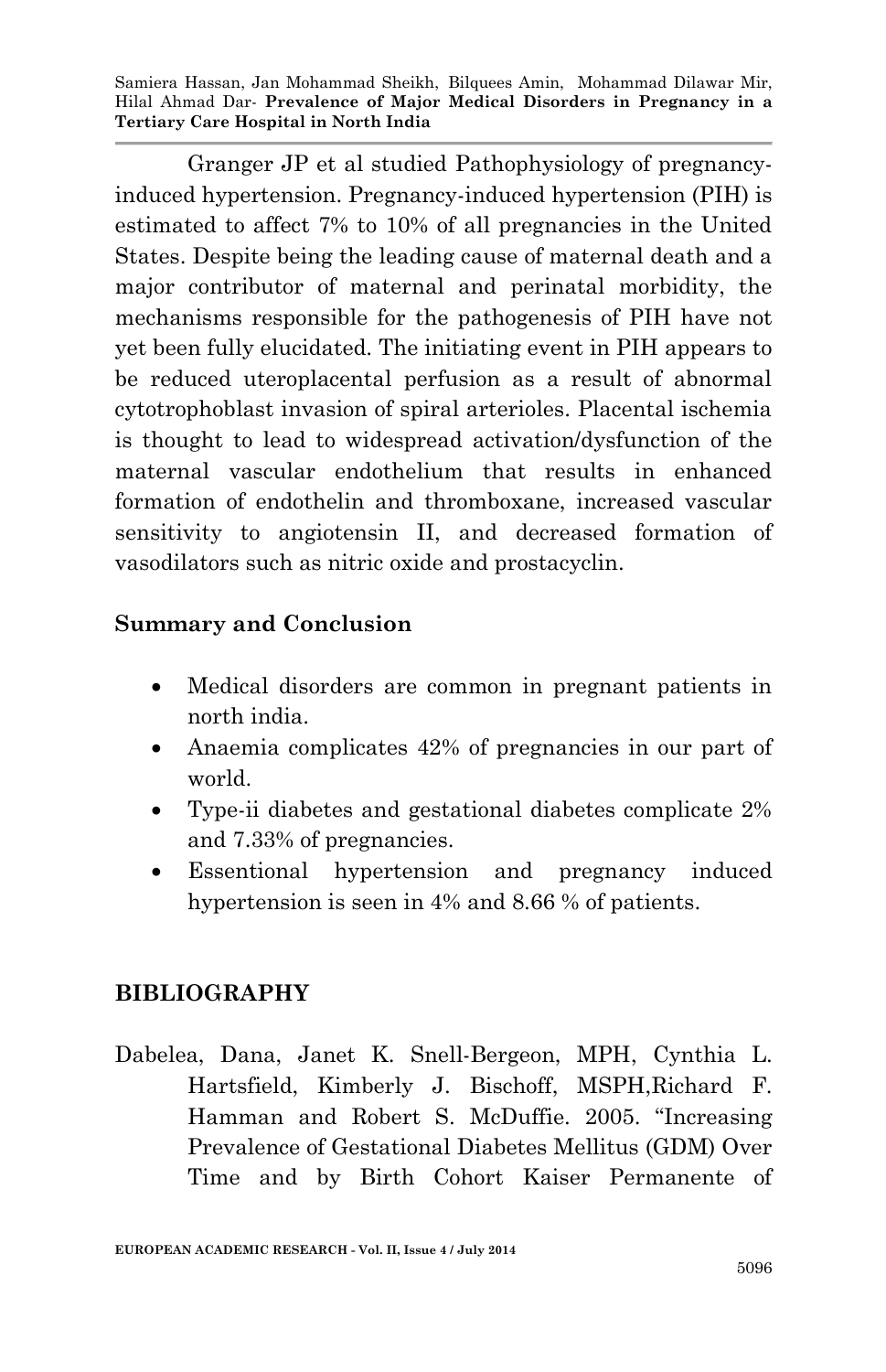Granger JP et al studied Pathophysiology of pregnancy-induced hypertension. Pregnancy-induced hypertension (PIH) is estimated to affect 7% to 10% of all pregnancies in the United States. Despite being the leading cause of maternal death and a major contributor of maternal and perinatal morbidity, the mechanisms responsible for the pathogenesis of PIH have not yet been fully elucidated. The initiating event in PIH appears to be reduced uteroplacental perfusion as a result of abnormal cytotrophoblast invasion of spiral arterioles. Placental ischemia is thought to lead to widespread activation/dysfunction of the maternal vascular endothelium that results in enhanced formation of endothelin and thromboxane, increased vascular sensitivity to angiotensin II, and decreased formation of vasodilators such as nitric oxide and prostacyclin.

## Summary and Conclusion

- Medical disorders are common in pregnant patients in north india.
- Anaemia complicates 42% of pregnancies in our part of world.
- Type-ii diabetes and gestational diabetes complicate 2% and 7.33% of pregnancies.
- Essentional hypertension and pregnancy induced hypertension is seen in 4% and 8.66 % of patients.

## BIBLIOGRAPHY

Dabelea, Dana, Janet K. Snell-Bergeon, MPH, Cynthia L. Hartsfield, Kimberly J. Bischoff, MSPH,Richard F. Hamman and Robert S. McDuffie. 2005. "Increasing Prevalence of Gestational Diabetes Mellitus (GDM) Over Time and by Birth Cohort Kaiser Permanente of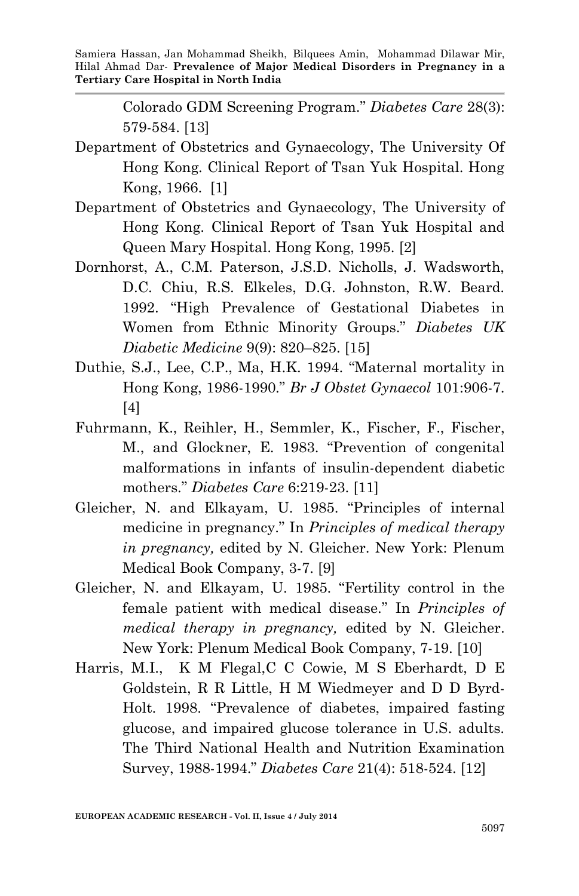Colorado GDM Screening Program." *Diabetes Care* 28(3): 579-584. [13]

Department of Obstetrics and Gynaecology, The University Of Hong Kong. Clinical Report of Tsan Yuk Hospital. Hong Kong, 1966. [1]

Department of Obstetrics and Gynaecology, The University of Hong Kong. Clinical Report of Tsan Yuk Hospital and Queen Mary Hospital. Hong Kong, 1995. [2]

Dornhorst, A., C.M. Paterson, J.S.D. Nicholls, J. Wadsworth, D.C. Chiu, R.S. Elkeles, D.G. Johnston, R.W. Beard. 1992. "High Prevalence of Gestational Diabetes in Women from Ethnic Minority Groups." *Diabetes UK Diabetic Medicine* 9(9): 820–825. [15]

Duthie, S.J., Lee, C.P., Ma, H.K. 1994. "Maternal mortality in Hong Kong, 1986-1990." *Br J Obstet Gynaecol* 101:906-7. [4]

Fuhrmann, K., Reihler, H., Semmler, K., Fischer, F., Fischer, M., and Glockner, E. 1983. "Prevention of congenital malformations in infants of insulin-dependent diabetic mothers." *Diabetes Care* 6:219-23. [11]

Gleicher, N. and Elkayam, U. 1985. "Principles of internal medicine in pregnancy." In *Principles of medical therapy in pregnancy,* edited by N. Gleicher. New York: Plenum Medical Book Company, 3-7. [9]

Gleicher, N. and Elkayam, U. 1985. "Fertility control in the female patient with medical disease." In *Principles of medical therapy in pregnancy,* edited by N. Gleicher. New York: Plenum Medical Book Company, 7-19. [10]

Harris, M.I., K M Flegal,C C Cowie, M S Eberhardt, D E Goldstein, R R Little, H M Wiedmeyer and D D Byrd-Holt. 1998. "Prevalence of diabetes, impaired fasting glucose, and impaired glucose tolerance in U.S. adults. The Third National Health and Nutrition Examination Survey, 1988-1994." *Diabetes Care* 21(4): 518-524. [12]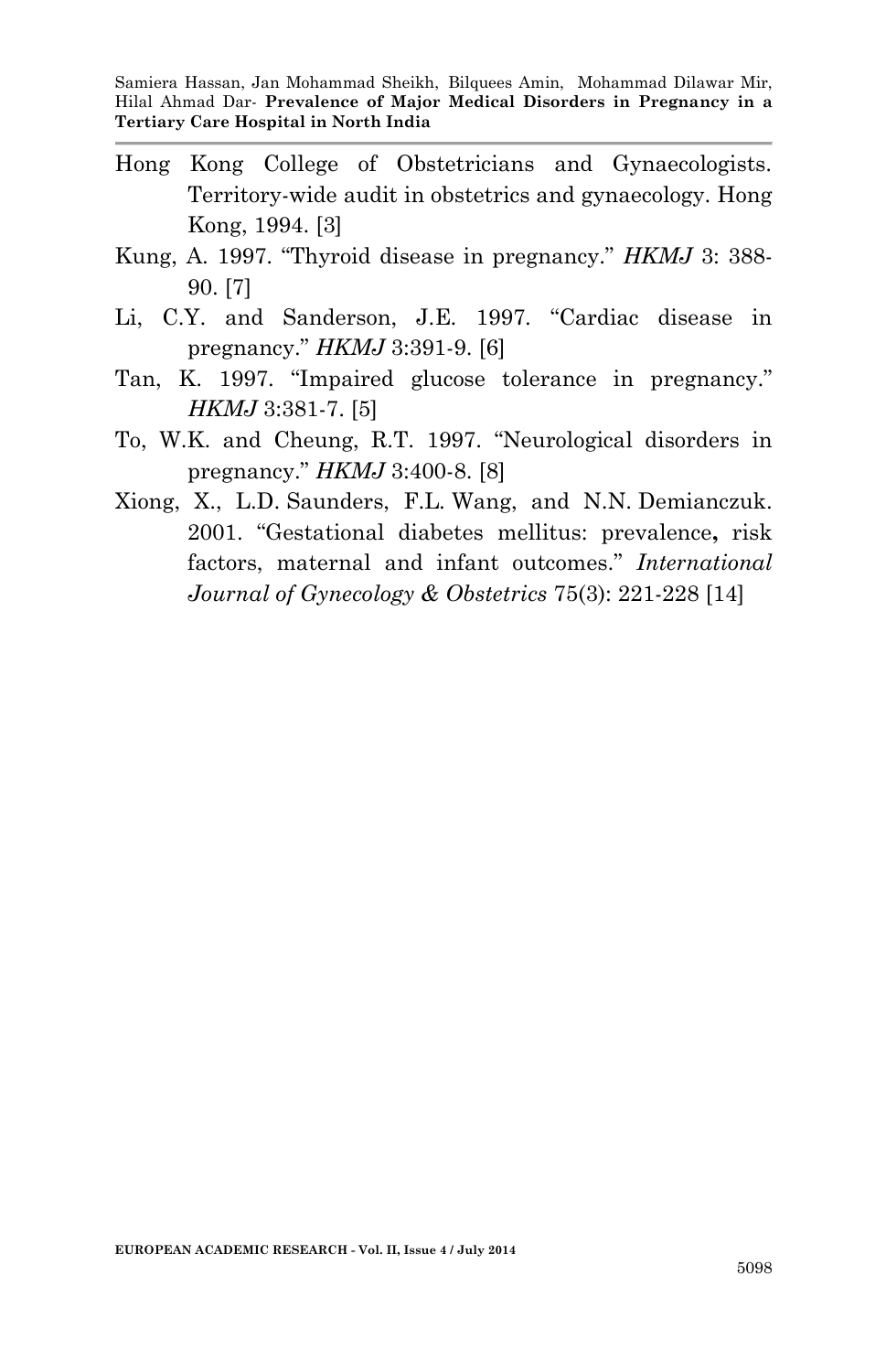Hong Kong College of Obstetricians and Gynaecologists. Territory-wide audit in obstetrics and gynaecology. Hong Kong, 1994. [3]

Kung, A. 1997. "Thyroid disease in pregnancy." *HKMJ* 3: 388-90. [7]

Li, C.Y. and Sanderson, J.E. 1997. "Cardiac disease in pregnancy." *HKMJ* 3:391-9. [6]

Tan, K. 1997. "Impaired glucose tolerance in pregnancy." *HKMJ* 3:381-7. [5]

To, W.K. and Cheung, R.T. 1997. "Neurological disorders in pregnancy." *HKMJ* 3:400-8. [8]

Xiong, X., L.D. Saunders, F.L. Wang, and N.N. Demianczuk. 2001. "Gestational diabetes mellitus: prevalence**,** risk factors, maternal and infant outcomes." *International Journal of Gynecology & Obstetrics* 75(3): 221-228 [14]